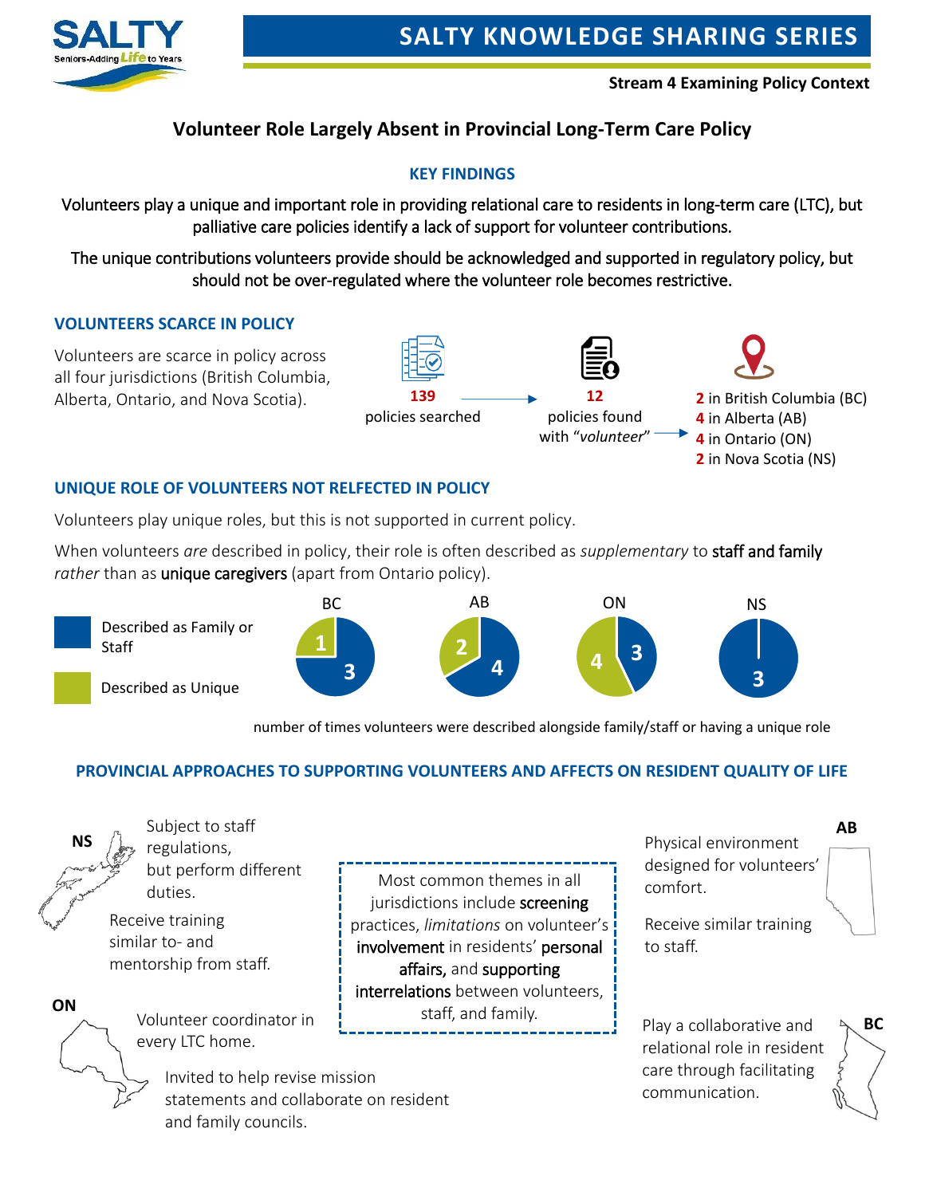SALTY Seniors-Adding Life to Years

# SALTY KNOWLEDGE SHARING SERIES

**Stream 4 Examining Policy Context**

## Volunteer Role Largely Absent in Provincial Long-Term Care Policy

### KEY FINDINGS

Volunteers play a unique and important role in providing relational care to residents in long-term care (LTC), but palliative care policies identify a lack of support for volunteer contributions.

The unique contributions volunteers provide should be acknowledged and supported in regulatory policy, but should not be over-regulated where the volunteer role becomes restrictive.

### VOLUNTEERS SCARCE IN POLICY

Volunteers are scarce in policy across all four jurisdictions (British Columbia, Alberta, Ontario, and Nova Scotia).

**139** policies searched → **12** policies found with "*volunteer*" →

- **2** in British Columbia (BC)
- **4** in Alberta (AB)
- **4** in Ontario (ON)
- **2** in Nova Scotia (NS)

### UNIQUE ROLE OF VOLUNTEERS NOT RELFECTED IN POLICY

Volunteers play unique roles, but this is not supported in current policy.

When volunteers *are* described in policy, their role is often described as *supplementary* to **staff and family** *rather* than as **unique caregivers** (apart from Ontario policy).

| | BC | AB | ON | NS |
|---|---|---|---|---|
| Described as Family or Staff | 3 | 4 | 3 | 3 |
| Described as Unique | 1 | 2 | 4 | 0 |

number of times volunteers were described alongside family/staff or having a unique role

### PROVINCIAL APPROACHES TO SUPPORTING VOLUNTEERS AND AFFECTS ON RESIDENT QUALITY OF LIFE

**NS**

Subject to staff regulations, but perform different duties.

Receive training similar to- and mentorship from staff.

**ON**

Volunteer coordinator in every LTC home.

Invited to help revise mission statements and collaborate on resident and family councils.

Most common themes in all jurisdictions include **screening** practices, *limitations* on volunteer's **involvement** in residents' **personal affairs,** and **supporting interrelations** between volunteers, staff, and family.

**AB**

Physical environment designed for volunteers' comfort.

Receive similar training to staff.

**BC**

Play a collaborative and relational role in resident care through facilitating communication.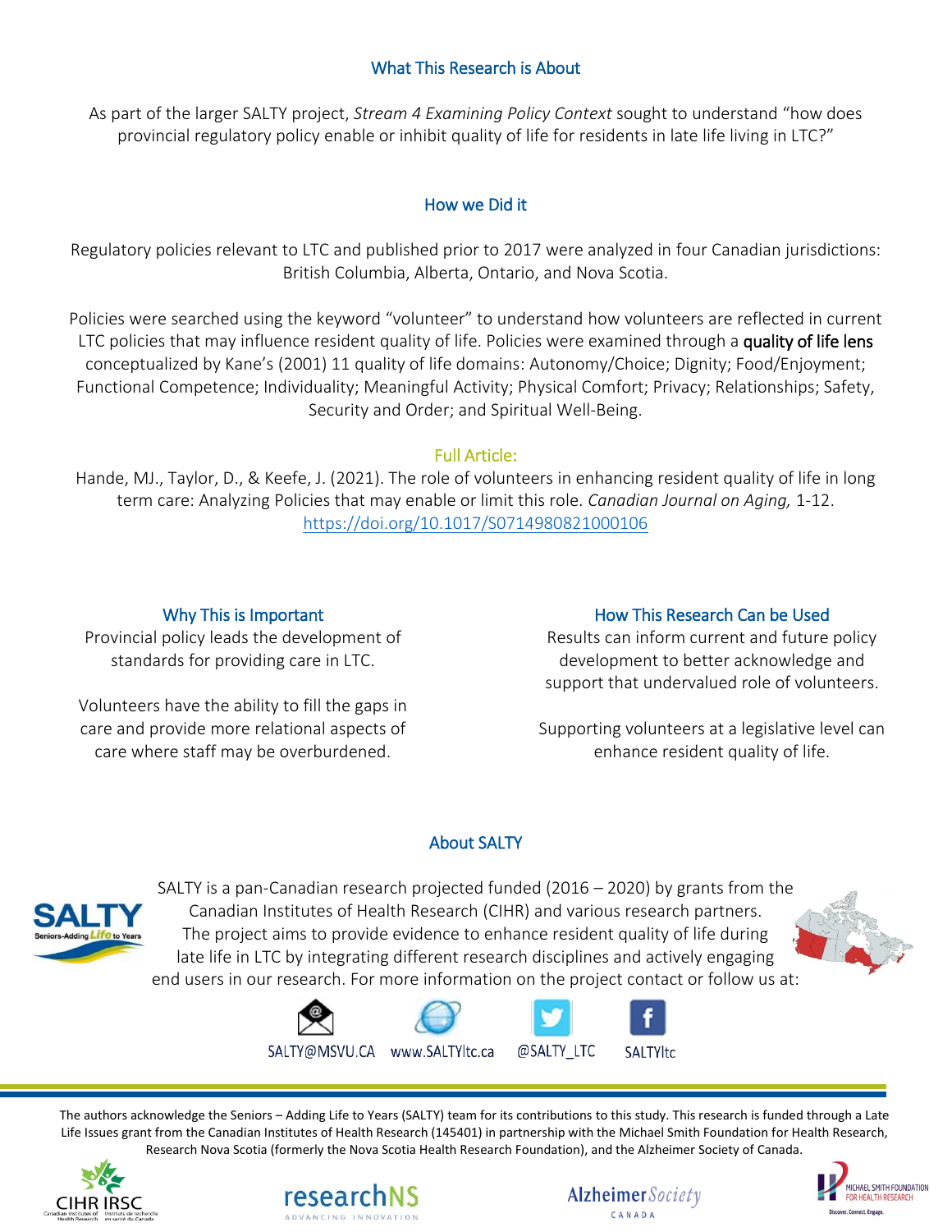## What This Research is About

As part of the larger SALTY project, *Stream 4 Examining Policy Context* sought to understand "how does provincial regulatory policy enable or inhibit quality of life for residents in late life living in LTC?"

## How we Did it

Regulatory policies relevant to LTC and published prior to 2017 were analyzed in four Canadian jurisdictions: British Columbia, Alberta, Ontario, and Nova Scotia.

Policies were searched using the keyword "volunteer" to understand how volunteers are reflected in current LTC policies that may influence resident quality of life. Policies were examined through a **quality of life lens** conceptualized by Kane's (2001) 11 quality of life domains: Autonomy/Choice; Dignity; Food/Enjoyment; Functional Competence; Individuality; Meaningful Activity; Physical Comfort; Privacy; Relationships; Safety, Security and Order; and Spiritual Well-Being.

## Full Article:

Hande, MJ., Taylor, D., & Keefe, J. (2021). The role of volunteers in enhancing resident quality of life in long term care: Analyzing Policies that may enable or limit this role. *Canadian Journal on Aging,* 1-12. https://doi.org/10.1017/S0714980821000106

## Why This is Important

Provincial policy leads the development of standards for providing care in LTC.

Volunteers have the ability to fill the gaps in care and provide more relational aspects of care where staff may be overburdened.

## How This Research Can be Used

Results can inform current and future policy development to better acknowledge and support that undervalued role of volunteers.

Supporting volunteers at a legislative level can enhance resident quality of life.

## About SALTY

SALTY Seniors-Adding Life to Years

SALTY is a pan-Canadian research projected funded (2016 – 2020) by grants from the Canadian Institutes of Health Research (CIHR) and various research partners. The project aims to provide evidence to enhance resident quality of life during late life in LTC by integrating different research disciplines and actively engaging end users in our research. For more information on the project contact or follow us at:

SALTY@MSVU.CA www.SALTYltc.ca @SALTY_LTC SALTYltc

The authors acknowledge the Seniors – Adding Life to Years (SALTY) team for its contributions to this study. This research is funded through a Late Life Issues grant from the Canadian Institutes of Health Research (145401) in partnership with the Michael Smith Foundation for Health Research, Research Nova Scotia (formerly the Nova Scotia Health Research Foundation), and the Alzheimer Society of Canada.

CIHR IRSC Canadian Institutes of Health Research Instituts de recherche en santé du Canada

researchNS ADVANCING INNOVATION

Alzheimer Society CANADA

MICHAEL SMITH FOUNDATION FOR HEALTH RESEARCH Discover. Connect. Engage.